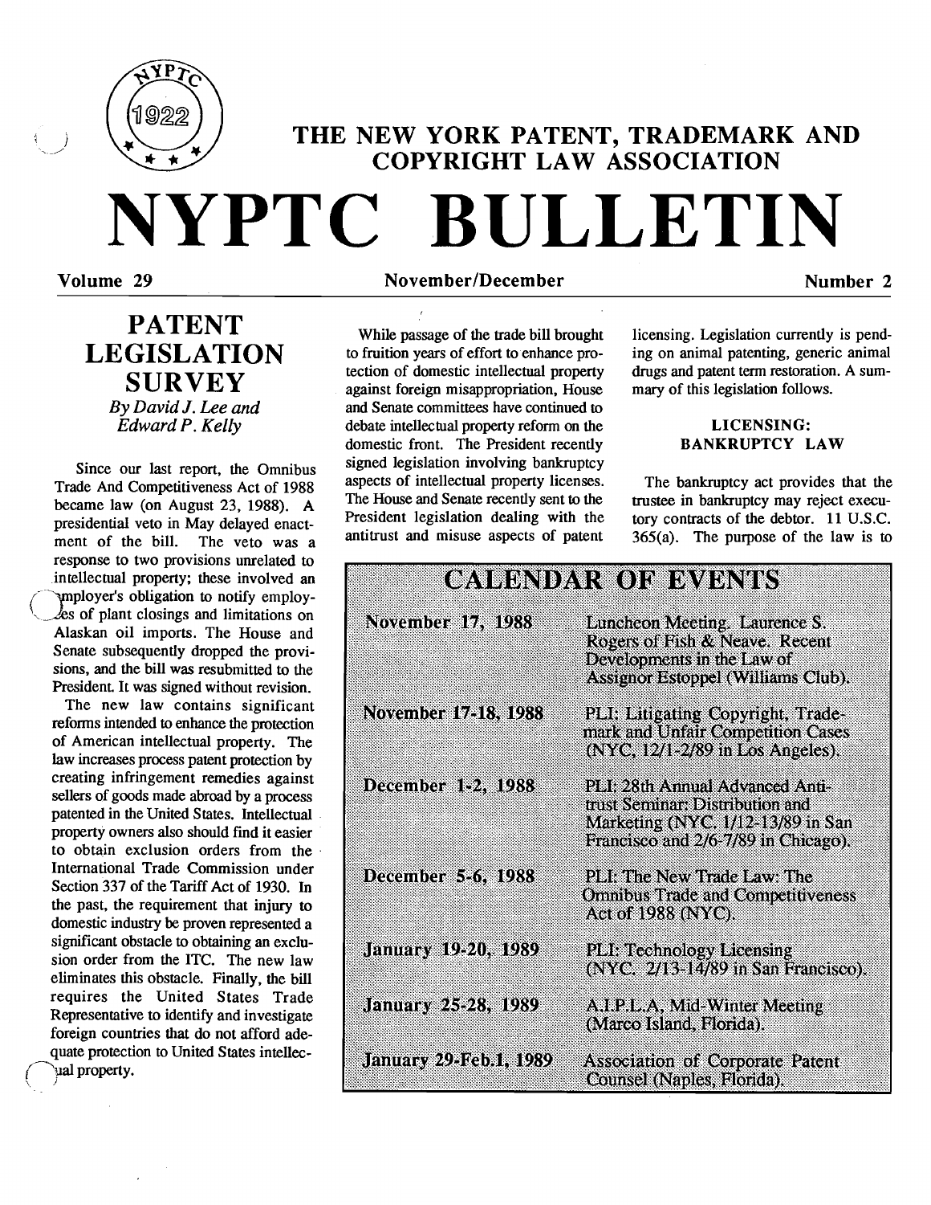# THE NEW YORK PATENT, TRADEMARK AND COPYRIGHT LAW ASSOCIATION

# NYPTC BULLETIN

**Volume 29** — **November/December** — **Number 2**

## PATENT LEGISLATION SURVEY

*By David J. Lee and Edward P. Kelly*

Since our last report, the Omnibus Trade And Competitiveness Act of 1988 became law (on August 23, 1988). A presidential veto in May delayed enactment of the bill. The veto was a response to two provisions unrelated to intellectual property; these involved an employer's obligation to notify employees of plant closings and limitations on Alaskan oil imports. The House and Senate subsequently dropped the provisions, and the bill was resubmitted to the President. It was signed without revision.

The new law contains significant reforms intended to enhance the protection of American intellectual property. The law increases process patent protection by creating infringement remedies against sellers of goods made abroad by a process patented in the United States. Intellectual property owners also should find it easier to obtain exclusion orders from the International Trade Commission under Section 337 of the Tariff Act of 1930. In the past, the requirement that injury to domestic industry be proven represented a significant obstacle to obtaining an exclusion order from the ITC. The new law eliminates this obstacle. Finally, the bill requires the United States Trade Representative to identify and investigate foreign countries that do not afford adequate protection to United States intellectual property.

While passage of the trade bill brought to fruition years of effort to enhance protection of domestic intellectual property against foreign misappropriation, House and Senate committees have continued to debate intellectual property reform on the domestic front. The President recently signed legislation involving bankruptcy aspects of intellectual property licenses. The House and Senate recently sent to the President legislation dealing with the antitrust and misuse aspects of patent licensing. Legislation currently is pending on animal patenting, generic animal drugs and patent term restoration. A summary of this legislation follows.

### LICENSING: BANKRUPTCY LAW

The bankruptcy act provides that the trustee in bankruptcy may reject executory contracts of the debtor. 11 U.S.C. 365(a). The purpose of the law is to

## CALENDAR OF EVENTS

| | |
|---|---|
| November 17, 1988 | Luncheon Meeting. Laurence S. Rogers of Fish & Neave. Recent Developments in the Law of Assignor Estoppel (Williams Club). |
| November 17-18, 1988 | PLI: Litigating Copyright, Trademark and Unfair Competition Cases (NYC, 12/1-2/89 in Los Angeles). |
| December 1-2, 1988 | PLI: 28th Annual Advanced Antitrust Seminar: Distribution and Marketing (NYC, 1/12-13/89 in San Francisco and 2/6-7/89 in Chicago). |
| December 5-6, 1988 | PLI: The New Trade Law: The Omnibus Trade and Competitiveness Act of 1988 (NYC). |
| January 19-20, 1989 | PLI: Technology Licensing (NYC, 2/13-14/89 in San Francisco). |
| January 25-28, 1989 | A.I.P.L.A. Mid-Winter Meeting (Marco Island, Florida). |
| January 29-Feb.1, 1989 | Association of Corporate Patent Counsel (Naples, Florida). |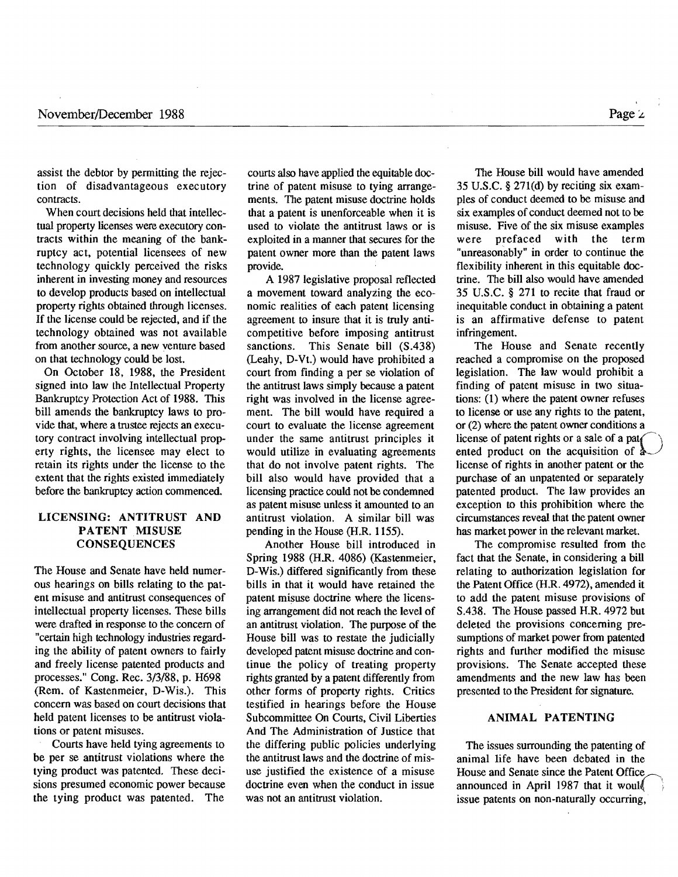assist the debtor by permitting the rejection of disadvantageous executory contracts.

When court decisions held that intellectual property licenses were executory contracts within the meaning of the bankruptcy act, potential licensees of new technology quickly perceived the risks inherent in investing money and resources to develop products based on intellectual property rights obtained through licenses. If the license could be rejected, and if the technology obtained was not available from another source, a new venture based on that technology could be lost.

On October 18, 1988, the President signed into law the Intellectual Property Bankruptcy Protection Act of 1988. This bill amends the bankruptcy laws to provide that, where a trustee rejects an executory contract involving intellectual property rights, the licensee may elect to retain its rights under the license to the extent that the rights existed immediately before the bankruptcy action commenced.

## LICENSING: ANTITRUST AND PATENT MISUSE CONSEQUENCES

The House and Senate have held numerous hearings on bills relating to the patent misuse and antitrust consequences of intellectual property licenses. These bills were drafted in response to the concern of "certain high technology industries regarding the ability of patent owners to fairly and freely license patented products and processes." Cong. Rec. 3/3/88, p. H698 (Rem. of Kastenmeier, D-Wis.). This concern was based on court decisions that held patent licenses to be antitrust violations or patent misuses.

Courts have held tying agreements to be per se antitrust violations where the tying product was patented. These decisions presumed economic power because the tying product was patented. The courts also have applied the equitable doctrine of patent misuse to tying arrangements. The patent misuse doctrine holds that a patent is unenforceable when it is used to violate the antitrust laws or is exploited in a manner that secures for the patent owner more than the patent laws provide.

A 1987 legislative proposal reflected a movement toward analyzing the economic realities of each patent licensing agreement to insure that it is truly anticompetitive before imposing antitrust sanctions. This Senate bill (S.438) (Leahy, D-Vt.) would have prohibited a court from finding a per se violation of the antitrust laws simply because a patent right was involved in the license agreement. The bill would have required a court to evaluate the license agreement under the same antitrust principles it would utilize in evaluating agreements that do not involve patent rights. The bill also would have provided that a licensing practice could not be condemned as patent misuse unless it amounted to an antitrust violation. A similar bill was pending in the House (H.R. 1155).

Another House bill introduced in Spring 1988 (H.R. 4086) (Kastenmeier, D-Wis.) differed significantly from these bills in that it would have retained the patent misuse doctrine where the licensing arrangement did not reach the level of an antitrust violation. The purpose of the House bill was to restate the judicially developed patent misuse doctrine and continue the policy of treating property rights granted by a patent differently from other forms of property rights. Critics testified in hearings before the House Subcommittee On Courts, Civil Liberties And The Administration of Justice that the differing public policies underlying the antitrust laws and the doctrine of misuse justified the existence of a misuse doctrine even when the conduct in issue was not an antitrust violation.

The House bill would have amended 35 U.S.C. § 271(d) by reciting six examples of conduct deemed to be misuse and six examples of conduct deemed not to be misuse. Five of the six misuse examples were prefaced with the term "unreasonably" in order to continue the flexibility inherent in this equitable doctrine. The bill also would have amended 35 U.S.C. § 271 to recite that fraud or inequitable conduct in obtaining a patent is an affirmative defense to patent infringement.

The House and Senate recently reached a compromise on the proposed legislation. The law would prohibit a finding of patent misuse in two situations: (1) where the patent owner refuses to license or use any rights to the patent, or (2) where the patent owner conditions a license of patent rights or a sale of a patented product on the acquisition of a license of rights in another patent or the purchase of an unpatented or separately patented product. The law provides an exception to this prohibition where the circumstances reveal that the patent owner has market power in the relevant market.

The compromise resulted from the fact that the Senate, in considering a bill relating to authorization legislation for the Patent Office (H.R. 4972), amended it to add the patent misuse provisions of S.438. The House passed H.R. 4972 but deleted the provisions concerning presumptions of market power from patented rights and further modified the misuse provisions. The Senate accepted these amendments and the new law has been presented to the President for signature.

## ANIMAL PATENTING

The issues surrounding the patenting of animal life have been debated in the House and Senate since the Patent Office announced in April 1987 that it would issue patents on non-naturally occurring,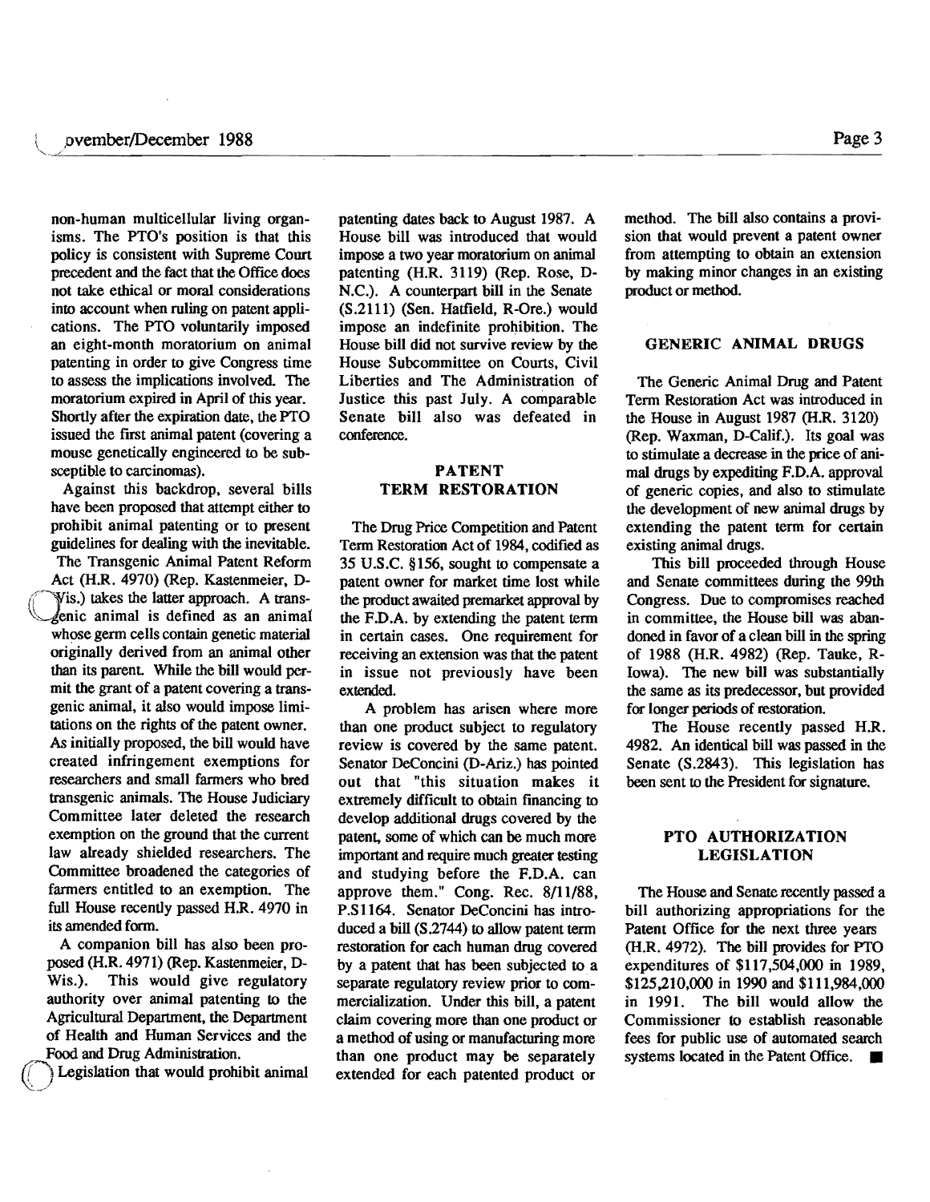non-human multicellular living organisms. The PTO's position is that this policy is consistent with Supreme Court precedent and the fact that the Office does not take ethical or moral considerations into account when ruling on patent applications. The PTO voluntarily imposed an eight-month moratorium on animal patenting in order to give Congress time to assess the implications involved. The moratorium expired in April of this year. Shortly after the expiration date, the PTO issued the first animal patent (covering a mouse genetically engineered to be susceptible to carcinomas).

Against this backdrop, several bills have been proposed that attempt either to prohibit animal patenting or to present guidelines for dealing with the inevitable.

The Transgenic Animal Patent Reform Act (H.R. 4970) (Rep. Kastenmeier, D-Wis.) takes the latter approach. A transgenic animal is defined as an animal whose germ cells contain genetic material originally derived from an animal other than its parent. While the bill would permit the grant of a patent covering a transgenic animal, it also would impose limitations on the rights of the patent owner. As initially proposed, the bill would have created infringement exemptions for researchers and small farmers who bred transgenic animals. The House Judiciary Committee later deleted the research exemption on the ground that the current law already shielded researchers. The Committee broadened the categories of farmers entitled to an exemption. The full House recently passed H.R. 4970 in its amended form.

A companion bill has also been proposed (H.R. 4971) (Rep. Kastenmeier, D-Wis.). This would give regulatory authority over animal patenting to the Agricultural Department, the Department of Health and Human Services and the Food and Drug Administration.

Legislation that would prohibit animal patenting dates back to August 1987. A House bill was introduced that would impose a two year moratorium on animal patenting (H.R. 3119) (Rep. Rose, D-N.C.). A counterpart bill in the Senate (S.2111) (Sen. Hatfield, R-Ore.) would impose an indefinite prohibition. The House bill did not survive review by the House Subcommittee on Courts, Civil Liberties and The Administration of Justice this past July. A comparable Senate bill also was defeated in conference.

## PATENT TERM RESTORATION

The Drug Price Competition and Patent Term Restoration Act of 1984, codified as 35 U.S.C. §156, sought to compensate a patent owner for market time lost while the product awaited premarket approval by the F.D.A. by extending the patent term in certain cases. One requirement for receiving an extension was that the patent in issue not previously have been extended.

A problem has arisen where more than one product subject to regulatory review is covered by the same patent. Senator DeConcini (D-Ariz.) has pointed out that "this situation makes it extremely difficult to obtain financing to develop additional drugs covered by the patent, some of which can be much more important and require much greater testing and studying before the F.D.A. can approve them." Cong. Rec. 8/11/88, P.S1164. Senator DeConcini has introduced a bill (S.2744) to allow patent term restoration for each human drug covered by a patent that has been subjected to a separate regulatory review prior to commercialization. Under this bill, a patent claim covering more than one product or a method of using or manufacturing more than one product may be separately extended for each patented product or method. The bill also contains a provision that would prevent a patent owner from attempting to obtain an extension by making minor changes in an existing product or method.

## GENERIC ANIMAL DRUGS

The Generic Animal Drug and Patent Term Restoration Act was introduced in the House in August 1987 (H.R. 3120) (Rep. Waxman, D-Calif.). Its goal was to stimulate a decrease in the price of animal drugs by expediting F.D.A. approval of generic copies, and also to stimulate the development of new animal drugs by extending the patent term for certain existing animal drugs.

This bill proceeded through House and Senate committees during the 99th Congress. Due to compromises reached in committee, the House bill was abandoned in favor of a clean bill in the spring of 1988 (H.R. 4982) (Rep. Tauke, R-Iowa). The new bill was substantially the same as its predecessor, but provided for longer periods of restoration.

The House recently passed H.R. 4982. An identical bill was passed in the Senate (S.2843). This legislation has been sent to the President for signature.

## PTO AUTHORIZATION LEGISLATION

The House and Senate recently passed a bill authorizing appropriations for the Patent Office for the next three years (H.R. 4972). The bill provides for PTO expenditures of $117,504,000 in 1989, $125,210,000 in 1990 and $111,984,000 in 1991. The bill would allow the Commissioner to establish reasonable fees for public use of automated search systems located in the Patent Office. ■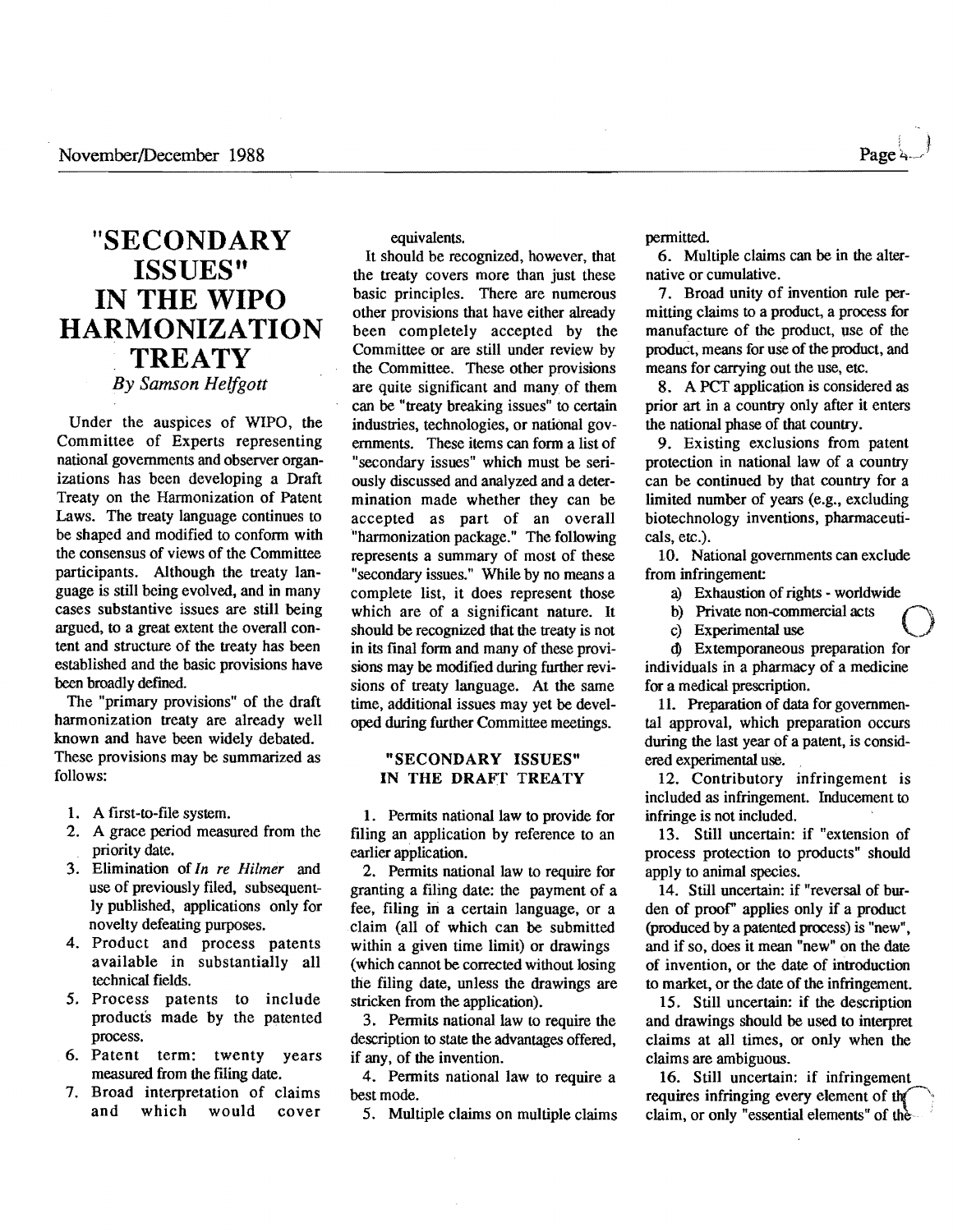# "SECONDARY ISSUES" IN THE WIPO HARMONIZATION TREATY

*By Samson Helfgott*

Under the auspices of WIPO, the Committee of Experts representing national governments and observer organizations has been developing a Draft Treaty on the Harmonization of Patent Laws. The treaty language continues to be shaped and modified to conform with the consensus of views of the Committee participants. Although the treaty language is still being evolved, and in many cases substantive issues are still being argued, to a great extent the overall content and structure of the treaty has been established and the basic provisions have been broadly defined.

The "primary provisions" of the draft harmonization treaty are already well known and have been widely debated. These provisions may be summarized as follows:

1. A first-to-file system.
2. A grace period measured from the priority date.
3. Elimination of *In re Hilmer* and use of previously filed, subsequently published, applications only for novelty defeating purposes.
4. Product and process patents available in substantially all technical fields.
5. Process patents to include products made by the patented process.
6. Patent term: twenty years measured from the filing date.
7. Broad interpretation of claims and which would cover equivalents.

It should be recognized, however, that the treaty covers more than just these basic principles. There are numerous other provisions that have either already been completely accepted by the Committee or are still under review by the Committee. These other provisions are quite significant and many of them can be "treaty breaking issues" to certain industries, technologies, or national governments. These items can form a list of "secondary issues" which must be seriously discussed and analyzed and a determination made whether they can be accepted as part of an overall "harmonization package." The following represents a summary of most of these "secondary issues." While by no means a complete list, it does represent those which are of a significant nature. It should be recognized that the treaty is not in its final form and many of these provisions may be modified during further revisions of treaty language. At the same time, additional issues may yet be developed during further Committee meetings.

## "SECONDARY ISSUES" IN THE DRAFT TREATY

1. Permits national law to provide for filing an application by reference to an earlier application.
2. Permits national law to require for granting a filing date: the payment of a fee, filing in a certain language, or a claim (all of which can be submitted within a given time limit) or drawings (which cannot be corrected without losing the filing date, unless the drawings are stricken from the application).
3. Permits national law to require the description to state the advantages offered, if any, of the invention.
4. Permits national law to require a best mode.
5. Multiple claims on multiple claims permitted.
6. Multiple claims can be in the alternative or cumulative.
7. Broad unity of invention rule permitting claims to a product, a process for manufacture of the product, use of the product, means for use of the product, and means for carrying out the use, etc.
8. A PCT application is considered as prior art in a country only after it enters the national phase of that country.
9. Existing exclusions from patent protection in national law of a country can be continued by that country for a limited number of years (e.g., excluding biotechnology inventions, pharmaceuticals, etc.).
10. National governments can exclude from infringement:
    a) Exhaustion of rights - worldwide
    b) Private non-commercial acts
    c) Experimental use
    d) Extemporaneous preparation for individuals in a pharmacy of a medicine for a medical prescription.
11. Preparation of data for governmental approval, which preparation occurs during the last year of a patent, is considered experimental use.
12. Contributory infringement is included as infringement. Inducement to infringe is not included.
13. Still uncertain: if "extension of process protection to products" should apply to animal species.
14. Still uncertain: if "reversal of burden of proof" applies only if a product (produced by a patented process) is "new", and if so, does it mean "new" on the date of invention, or the date of introduction to market, or the date of the infringement.
15. Still uncertain: if the description and drawings should be used to interpret claims at all times, or only when the claims are ambiguous.
16. Still uncertain: if infringement requires infringing every element of the claim, or only "essential elements" of the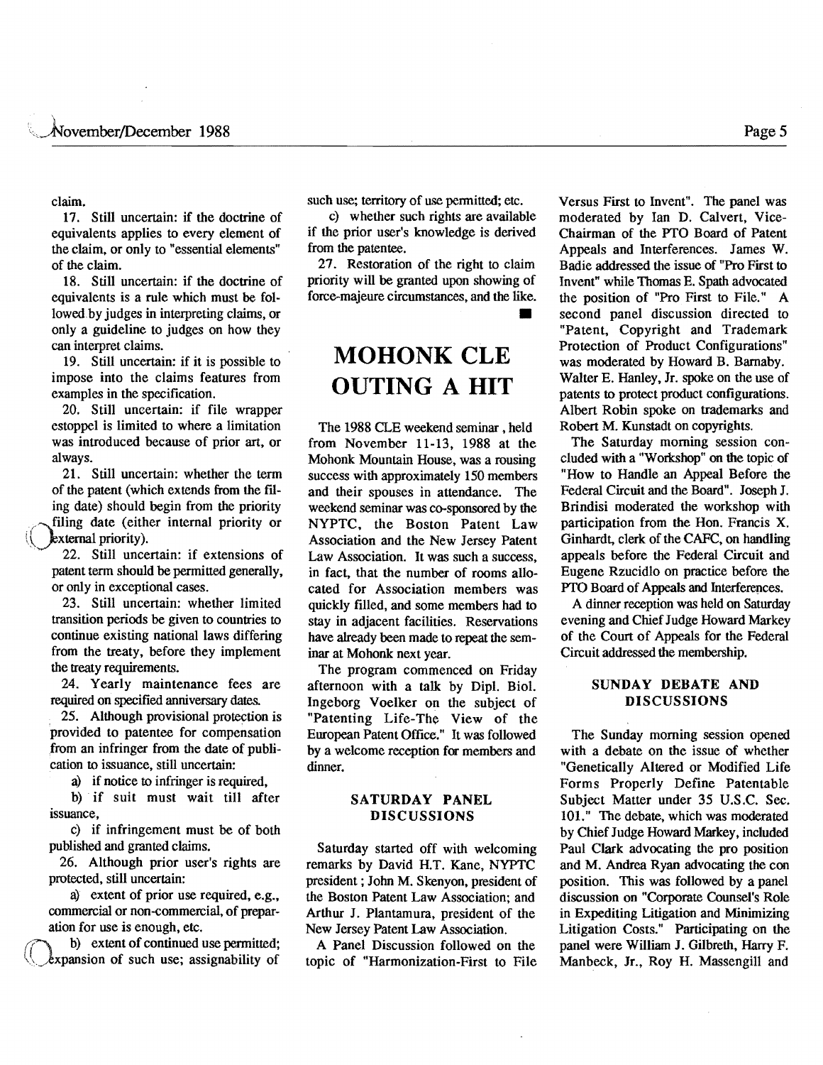claim.

17. Still uncertain: if the doctrine of equivalents applies to every element of the claim, or only to "essential elements" of the claim.

18. Still uncertain: if the doctrine of equivalents is a rule which must be followed by judges in interpreting claims, or only a guideline to judges on how they can interpret claims.

19. Still uncertain: if it is possible to impose into the claims features from examples in the specification.

20. Still uncertain: if file wrapper estoppel is limited to where a limitation was introduced because of prior art, or always.

21. Still uncertain: whether the term of the patent (which extends from the filing date) should begin from the priority filing date (either internal priority or external priority).

22. Still uncertain: if extensions of patent term should be permitted generally, or only in exceptional cases.

23. Still uncertain: whether limited transition periods be given to countries to continue existing national laws differing from the treaty, before they implement the treaty requirements.

24. Yearly maintenance fees are required on specified anniversary dates.

25. Although provisional protection is provided to patentee for compensation from an infringer from the date of publication to issuance, still uncertain:

a) if notice to infringer is required,

b) if suit must wait till after issuance,

c) if infringement must be of both published and granted claims.

26. Although prior user's rights are protected, still uncertain:

a) extent of prior use required, e.g., commercial or non-commercial, of preparation for use is enough, etc.

b) extent of continued use permitted; expansion of such use; assignability of such use; territory of use permitted; etc.

c) whether such rights are available if the prior user's knowledge is derived from the patentee.

27. Restoration of the right to claim priority will be granted upon showing of force-majeure circumstances, and the like.

■

# MOHONK CLE OUTING A HIT

The 1988 CLE weekend seminar, held from November 11-13, 1988 at the Mohonk Mountain House, was a rousing success with approximately 150 members and their spouses in attendance. The weekend seminar was co-sponsored by the NYPTC, the Boston Patent Law Association and the New Jersey Patent Law Association. It was such a success, in fact, that the number of rooms allocated for Association members was quickly filled, and some members had to stay in adjacent facilities. Reservations have already been made to repeat the seminar at Mohonk next year.

The program commenced on Friday afternoon with a talk by Dipl. Biol. Ingeborg Voelker on the subject of "Patenting Life-The View of the European Patent Office." It was followed by a welcome reception for members and dinner.

### SATURDAY PANEL DISCUSSIONS

Saturday started off with welcoming remarks by David H.T. Kane, NYPTC president; John M. Skenyon, president of the Boston Patent Law Association; and Arthur J. Plantamura, president of the New Jersey Patent Law Association.

A Panel Discussion followed on the topic of "Harmonization-First to File Versus First to Invent". The panel was moderated by Ian D. Calvert, Vice-Chairman of the PTO Board of Patent Appeals and Interferences. James W. Badie addressed the issue of "Pro First to Invent" while Thomas E. Spath advocated the position of "Pro First to File." A second panel discussion directed to "Patent, Copyright and Trademark Protection of Product Configurations" was moderated by Howard B. Barnaby. Walter E. Hanley, Jr. spoke on the use of patents to protect product configurations. Albert Robin spoke on trademarks and Robert M. Kunstadt on copyrights.

The Saturday morning session concluded with a "Workshop" on the topic of "How to Handle an Appeal Before the Federal Circuit and the Board". Joseph J. Brindisi moderated the workshop with participation from the Hon. Francis X. Ginhardt, clerk of the CAFC, on handling appeals before the Federal Circuit and Eugene Rzucidlo on practice before the PTO Board of Appeals and Interferences.

A dinner reception was held on Saturday evening and Chief Judge Howard Markey of the Court of Appeals for the Federal Circuit addressed the membership.

### SUNDAY DEBATE AND DISCUSSIONS

The Sunday morning session opened with a debate on the issue of whether "Genetically Altered or Modified Life Forms Properly Define Patentable Subject Matter under 35 U.S.C. Sec. 101." The debate, which was moderated by Chief Judge Howard Markey, included Paul Clark advocating the pro position and M. Andrea Ryan advocating the con position. This was followed by a panel discussion on "Corporate Counsel's Role in Expediting Litigation and Minimizing Litigation Costs." Participating on the panel were William J. Gilbreth, Harry F. Manbeck, Jr., Roy H. Massengill and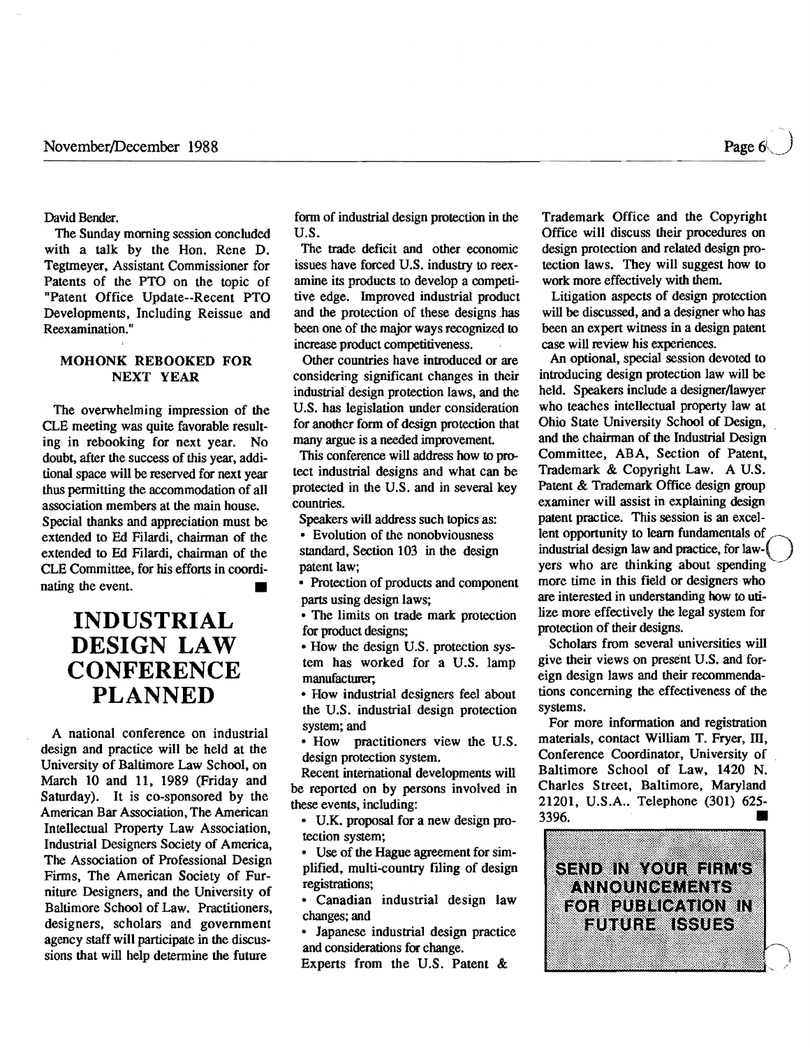David Bender.

The Sunday morning session concluded with a talk by the Hon. Rene D. Tegtmeyer, Assistant Commissioner for Patents of the PTO on the topic of "Patent Office Update--Recent PTO Developments, Including Reissue and Reexamination."

### MOHONK REBOOKED FOR NEXT YEAR

The overwhelming impression of the CLE meeting was quite favorable resulting in rebooking for next year. No doubt, after the success of this year, additional space will be reserved for next year thus permitting the accommodation of all association members at the main house. Special thanks and appreciation must be extended to Ed Filardi, chairman of the extended to Ed Filardi, chairman of the CLE Committee, for his efforts in coordinating the event. ■

# INDUSTRIAL DESIGN LAW CONFERENCE PLANNED

A national conference on industrial design and practice will be held at the University of Baltimore Law School, on March 10 and 11, 1989 (Friday and Saturday). It is co-sponsored by the American Bar Association, The American Intellectual Property Law Association, Industrial Designers Society of America, The Association of Professional Design Firms, The American Society of Furniture Designers, and the University of Baltimore School of Law. Practitioners, designers, scholars and government agency staff will participate in the discussions that will help determine the future form of industrial design protection in the U.S.

The trade deficit and other economic issues have forced U.S. industry to reexamine its products to develop a competitive edge. Improved industrial product and the protection of these designs has been one of the major ways recognized to increase product competitiveness.

Other countries have introduced or are considering significant changes in their industrial design protection laws, and the U.S. has legislation under consideration for another form of design protection that many argue is a needed improvement.

This conference will address how to protect industrial designs and what can be protected in the U.S. and in several key countries.

Speakers will address such topics as:

- Evolution of the nonobviousness standard, Section 103 in the design patent law;
- Protection of products and component parts using design laws;
- The limits on trade mark protection for product designs;
- How the design U.S. protection system has worked for a U.S. lamp manufacturer;
- How industrial designers feel about the U.S. industrial design protection system; and
- How practitioners view the U.S. design protection system.

Recent international developments will be reported on by persons involved in these events, including:

- U.K. proposal for a new design protection system;
- Use of the Hague agreement for simplified, multi-country filing of design registrations;
- Canadian industrial design law changes; and
- Japanese industrial design practice and considerations for change.

Experts from the U.S. Patent & Trademark Office and the Copyright Office will discuss their procedures on design protection and related design protection laws. They will suggest how to work more effectively with them.

Litigation aspects of design protection will be discussed, and a designer who has been an expert witness in a design patent case will review his experiences.

An optional, special session devoted to introducing design protection law will be held. Speakers include a designer/lawyer who teaches intellectual property law at Ohio State University School of Design, and the chairman of the Industrial Design Committee, ABA, Section of Patent, Trademark & Copyright Law. A U.S. Patent & Trademark Office design group examiner will assist in explaining design patent practice. This session is an excellent opportunity to learn fundamentals of industrial design law and practice, for lawyers who are thinking about spending more time in this field or designers who are interested in understanding how to utilize more effectively the legal system for protection of their designs.

Scholars from several universities will give their views on present U.S. and foreign design laws and their recommendations concerning the effectiveness of the systems.

For more information and registration materials, contact William T. Fryer, III, Conference Coordinator, University of Baltimore School of Law, 1420 N. Charles Street, Baltimore, Maryland 21201, U.S.A.. Telephone (301) 625-3396. ■

**SEND IN YOUR FIRM'S ANNOUNCEMENTS FOR PUBLICATION IN FUTURE ISSUES**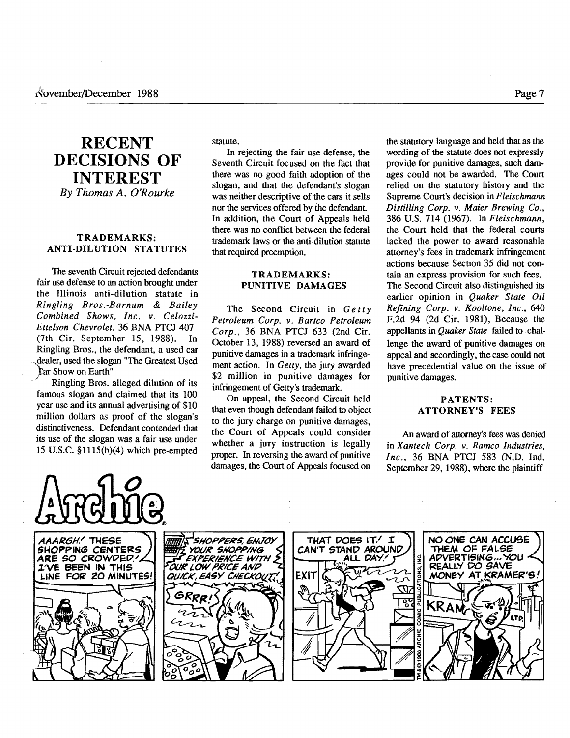# RECENT DECISIONS OF INTEREST

*By Thomas A. O'Rourke*

## TRADEMARKS: ANTI-DILUTION STATUTES

The seventh Circuit rejected defendants fair use defense to an action brought under the Illinois anti-dilution statute in *Ringling Bros.-Barnum & Bailey Combined Shows, Inc. v. Celozzi-Ettelson Chevrolet*, 36 BNA PTCJ 407 (7th Cir. September 15, 1988). In Ringling Bros., the defendant, a used car dealer, used the slogan "The Greatest Used Car Show on Earth"

Ringling Bros. alleged dilution of its famous slogan and claimed that its 100 year use and its annual advertising of $10 million dollars as proof of the slogan's distinctiveness. Defendant contended that its use of the slogan was a fair use under 15 U.S.C. §1115(b)(4) which pre-empted statute.

In rejecting the fair use defense, the Seventh Circuit focused on the fact that there was no good faith adoption of the slogan, and that the defendant's slogan was neither descriptive of the cars it sells nor the services offered by the defendant. In addition, the Court of Appeals held there was no conflict between the federal trademark laws or the anti-dilution statute that required preemption.

## TRADEMARKS: PUNITIVE DAMAGES

The Second Circuit in *Getty Petroleum Corp. v. Bartco Petroleum Corp.*, 36 BNA PTCJ 633 (2nd Cir. October 13, 1988) reversed an award of punitive damages in a trademark infringement action. In *Getty*, the jury awarded $2 million in punitive damages for infringement of Getty's trademark.

On appeal, the Second Circuit held that even though defendant failed to object to the jury charge on punitive damages, the Court of Appeals could consider whether a jury instruction is legally proper. In reversing the award of punitive damages, the Court of Appeals focused on the statutory language and held that as the wording of the statute does not expressly provide for punitive damages, such damages could not be awarded. The Court relied on the statutory history and the Supreme Court's decision in *Fleischmann Distilling Corp. v. Maier Brewing Co.*, 386 U.S. 714 (1967). In *Fleischmann*, the Court held that the federal courts lacked the power to award reasonable attorney's fees in trademark infringement actions because Section 35 did not contain an express provision for such fees. The Second Circuit also distinguished its earlier opinion in *Quaker State Oil Refining Corp. v. Kooltone, Inc.*, 640 F.2d 94 (2d Cir. 1981), Because the appellants in *Quaker State* failed to challenge the award of punitive damages on appeal and accordingly, the case could not have precedential value on the issue of punitive damages.

## PATENTS: ATTORNEY'S FEES

An award of attorney's fees was denied in *Xantech Corp. v. Ramco Industries, Inc.*, 36 BNA PTCJ 583 (N.D. Ind. September 29, 1988), where the plaintiff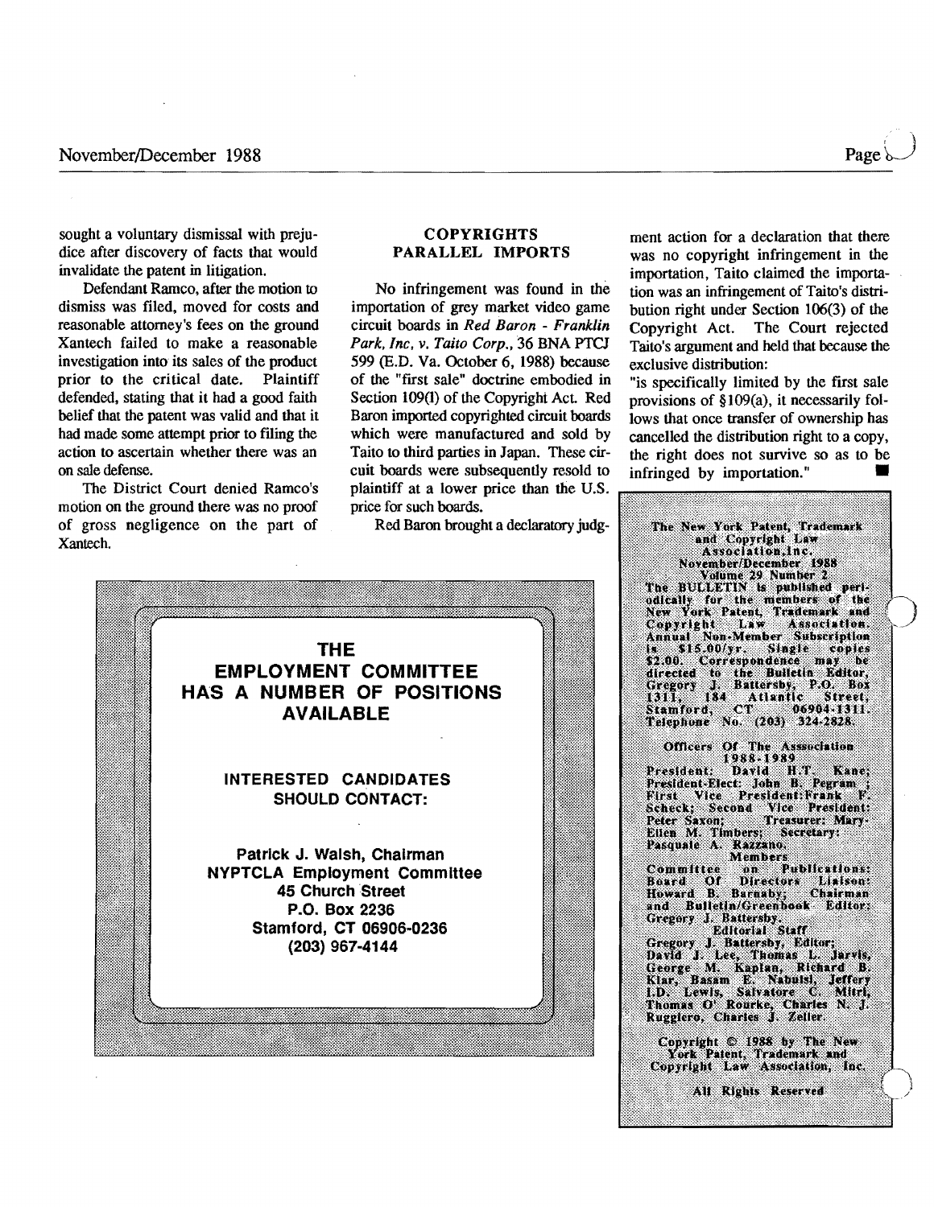sought a voluntary dismissal with prejudice after discovery of facts that would invalidate the patent in litigation.

Defendant Ramco, after the motion to dismiss was filed, moved for costs and reasonable attorney's fees on the ground Xantech failed to make a reasonable investigation into its sales of the product prior to the critical date. Plaintiff defended, stating that it had a good faith belief that the patent was valid and that it had made some attempt prior to filing the action to ascertain whether there was an on sale defense.

The District Court denied Ramco's motion on the ground there was no proof of gross negligence on the part of Xantech.

## COPYRIGHTS
## PARALLEL IMPORTS

No infringement was found in the importation of grey market video game circuit boards in *Red Baron - Franklin Park, Inc, v. Taito Corp.*, 36 BNA PTCJ 599 (E.D. Va. October 6, 1988) because of the "first sale" doctrine embodied in Section 109(l) of the Copyright Act. Red Baron imported copyrighted circuit boards which were manufactured and sold by Taito to third parties in Japan. These circuit boards were subsequently resold to plaintiff at a lower price than the U.S. price for such boards.

Red Baron brought a declaratory judgment action for a declaration that there was no copyright infringement in the importation, Taito claimed the importation was an infringement of Taito's distribution right under Section 106(3) of the Copyright Act. The Court rejected Taito's argument and held that because the exclusive distribution:

"is specifically limited by the first sale provisions of §109(a), it necessarily follows that once transfer of ownership has cancelled the distribution right to a copy, the right does not survive so as to be infringed by importation." ■

**THE EMPLOYMENT COMMITTEE HAS A NUMBER OF POSITIONS AVAILABLE**

**INTERESTED CANDIDATES SHOULD CONTACT:**

**Patrick J. Walsh, Chairman**
**NYPTCLA Employment Committee**
**45 Church Street**
**P.O. Box 2236**
**Stamford, CT 06906-0236**
**(203) 967-4144**

The New York Patent, Trademark and Copyright Law Association, Inc.
November/December 1988
Volume 29 Number 2
The BULLETIN is published periodically for the members of the New York Patent, Trademark and Copyright Law Association. Annual Non-Member Subscription is $15.00/yr. Single copies $2.00. Correspondence may be directed to the Bulletin Editor, Gregory J. Battersby, P.O. Box 1311, 184 Atlantic Street, Stamford, CT 06904-1311. Telephone No. (203) 324-2828.

Officers Of The Association
1988-1989
President: David H.T. Kane; President-Elect: John B. Pegram ; First Vice President: Frank F. Scheck; Second Vice President: Peter Saxon; Treasurer: Mary-Ellen M. Timbers; Secretary: Pasquale A. Razzano.

Members
Committee on Publications: Board Of Directors Liaison: Howard B. Barnaby; Chairman and Bulletin/Greenbook Editor: Gregory J. Battersby.

Editorial Staff
Gregory J. Battersby, Editor; David J. Lee, Thomas L. Jarvis, George M. Kaplan, Richard B. Klar, Basam E. Nabulsi, Jeffery I.D. Lewis, Salvatore C. Mitri, Thomas O' Rourke, Charles N. J. Ruggiero, Charles J. Zeller.

Copyright © 1988 by The New York Patent, Trademark and Copyright Law Association, Inc.

All Rights Reserved